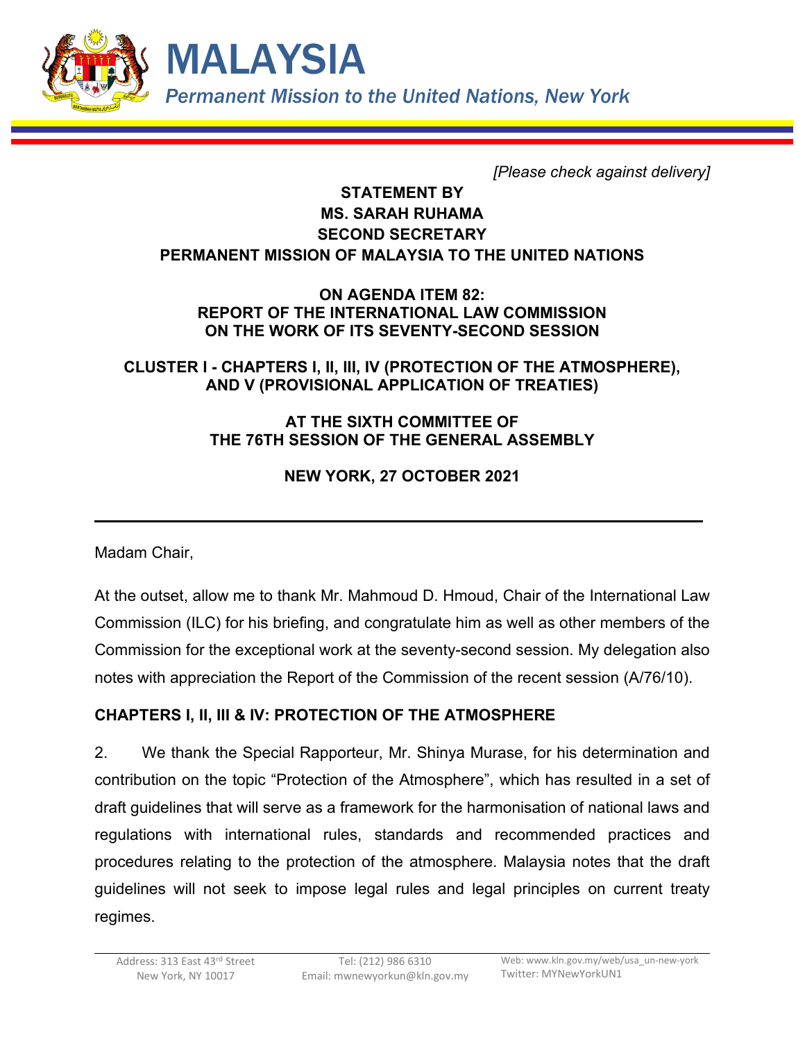# MALAYSIA

*Permanent Mission to the United Nations, New York*

*[Please check against delivery]*

**STATEMENT BY**
**MS. SARAH RUHAMA**
**SECOND SECRETARY**
**PERMANENT MISSION OF MALAYSIA TO THE UNITED NATIONS**

**ON AGENDA ITEM 82:**
**REPORT OF THE INTERNATIONAL LAW COMMISSION**
**ON THE WORK OF ITS SEVENTY-SECOND SESSION**

**CLUSTER I - CHAPTERS I, II, III, IV (PROTECTION OF THE ATMOSPHERE), AND V (PROVISIONAL APPLICATION OF TREATIES)**

**AT THE SIXTH COMMITTEE OF**
**THE 76TH SESSION OF THE GENERAL ASSEMBLY**

**NEW YORK, 27 OCTOBER 2021**

---

Madam Chair,

At the outset, allow me to thank Mr. Mahmoud D. Hmoud, Chair of the International Law Commission (ILC) for his briefing, and congratulate him as well as other members of the Commission for the exceptional work at the seventy-second session. My delegation also notes with appreciation the Report of the Commission of the recent session (A/76/10).

## CHAPTERS I, II, III & IV: PROTECTION OF THE ATMOSPHERE

2. We thank the Special Rapporteur, Mr. Shinya Murase, for his determination and contribution on the topic "Protection of the Atmosphere", which has resulted in a set of draft guidelines that will serve as a framework for the harmonisation of national laws and regulations with international rules, standards and recommended practices and procedures relating to the protection of the atmosphere. Malaysia notes that the draft guidelines will not seek to impose legal rules and legal principles on current treaty regimes.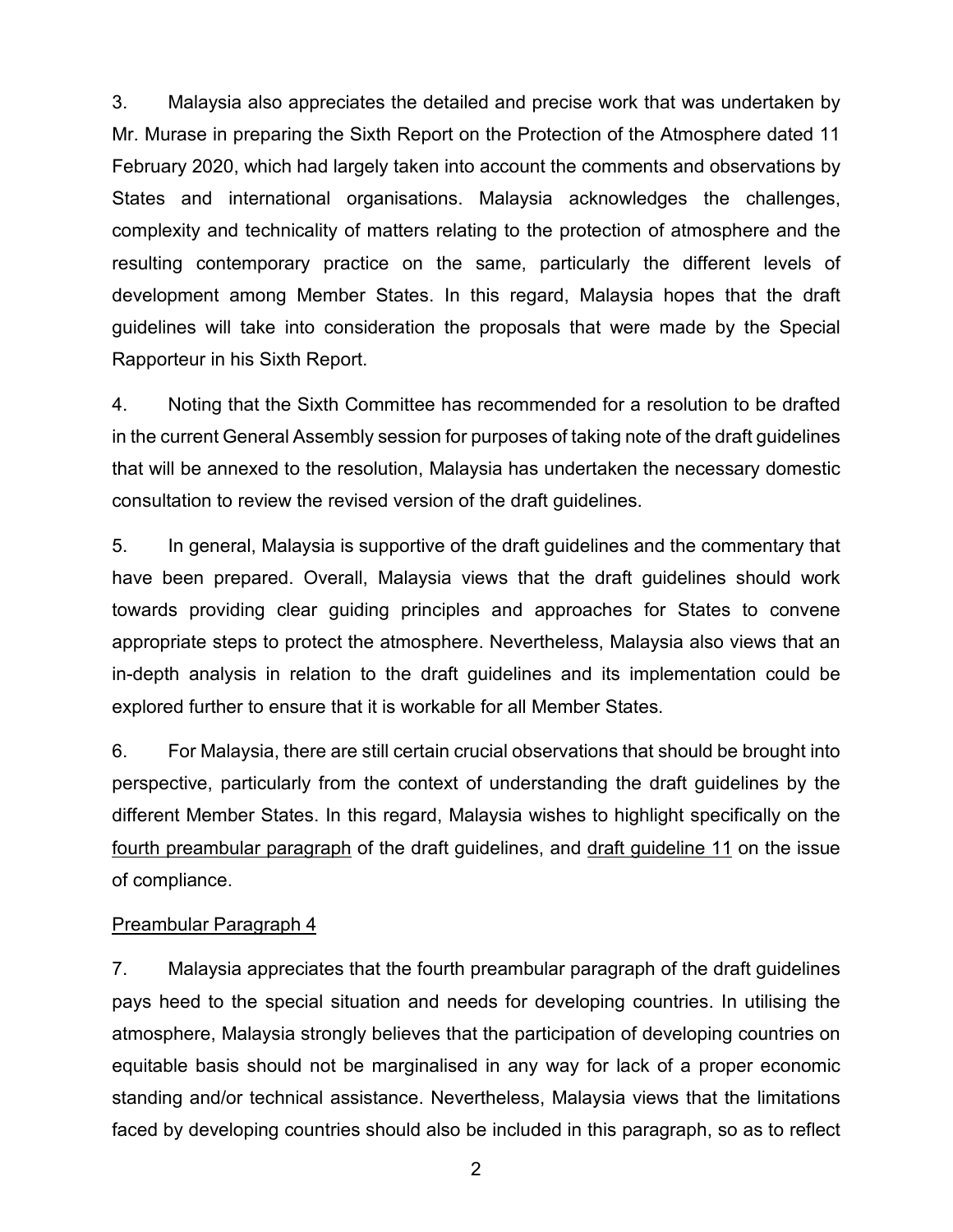3. Malaysia also appreciates the detailed and precise work that was undertaken by Mr. Murase in preparing the Sixth Report on the Protection of the Atmosphere dated 11 February 2020, which had largely taken into account the comments and observations by States and international organisations. Malaysia acknowledges the challenges, complexity and technicality of matters relating to the protection of atmosphere and the resulting contemporary practice on the same, particularly the different levels of development among Member States. In this regard, Malaysia hopes that the draft guidelines will take into consideration the proposals that were made by the Special Rapporteur in his Sixth Report.

4. Noting that the Sixth Committee has recommended for a resolution to be drafted in the current General Assembly session for purposes of taking note of the draft guidelines that will be annexed to the resolution, Malaysia has undertaken the necessary domestic consultation to review the revised version of the draft guidelines.

5. In general, Malaysia is supportive of the draft guidelines and the commentary that have been prepared. Overall, Malaysia views that the draft guidelines should work towards providing clear guiding principles and approaches for States to convene appropriate steps to protect the atmosphere. Nevertheless, Malaysia also views that an in-depth analysis in relation to the draft guidelines and its implementation could be explored further to ensure that it is workable for all Member States.

6. For Malaysia, there are still certain crucial observations that should be brought into perspective, particularly from the context of understanding the draft guidelines by the different Member States. In this regard, Malaysia wishes to highlight specifically on the <u>fourth preambular paragraph</u> of the draft guidelines, and <u>draft guideline 11</u> on the issue of compliance.

<u>Preambular Paragraph 4</u>

7. Malaysia appreciates that the fourth preambular paragraph of the draft guidelines pays heed to the special situation and needs for developing countries. In utilising the atmosphere, Malaysia strongly believes that the participation of developing countries on equitable basis should not be marginalised in any way for lack of a proper economic standing and/or technical assistance. Nevertheless, Malaysia views that the limitations faced by developing countries should also be included in this paragraph, so as to reflect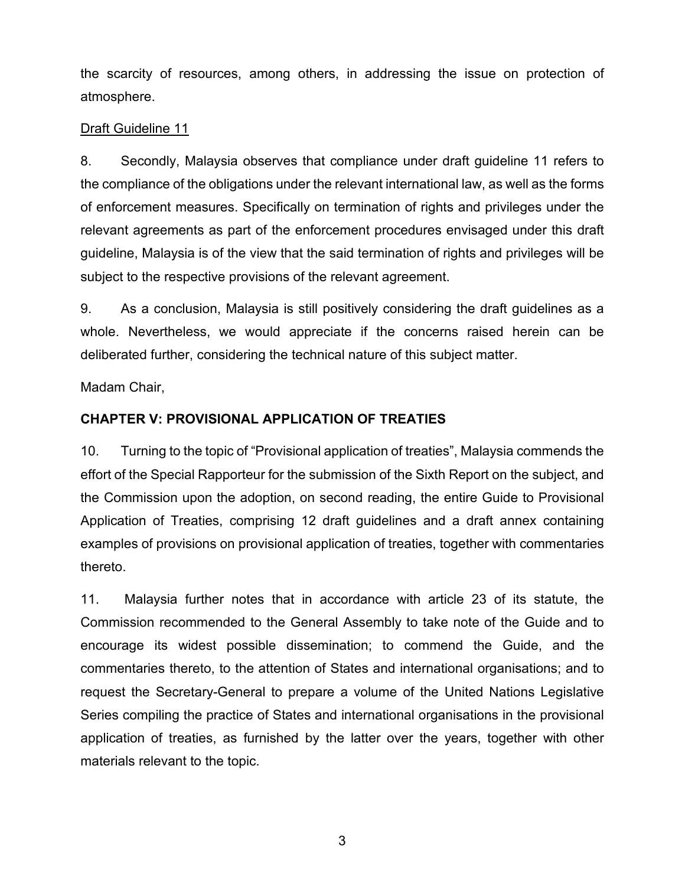the scarcity of resources, among others, in addressing the issue on protection of atmosphere.

<u>Draft Guideline 11</u>

8. Secondly, Malaysia observes that compliance under draft guideline 11 refers to the compliance of the obligations under the relevant international law, as well as the forms of enforcement measures. Specifically on termination of rights and privileges under the relevant agreements as part of the enforcement procedures envisaged under this draft guideline, Malaysia is of the view that the said termination of rights and privileges will be subject to the respective provisions of the relevant agreement.

9. As a conclusion, Malaysia is still positively considering the draft guidelines as a whole. Nevertheless, we would appreciate if the concerns raised herein can be deliberated further, considering the technical nature of this subject matter.

Madam Chair,

**CHAPTER V: PROVISIONAL APPLICATION OF TREATIES**

10. Turning to the topic of "Provisional application of treaties", Malaysia commends the effort of the Special Rapporteur for the submission of the Sixth Report on the subject, and the Commission upon the adoption, on second reading, the entire Guide to Provisional Application of Treaties, comprising 12 draft guidelines and a draft annex containing examples of provisions on provisional application of treaties, together with commentaries thereto.

11. Malaysia further notes that in accordance with article 23 of its statute, the Commission recommended to the General Assembly to take note of the Guide and to encourage its widest possible dissemination; to commend the Guide, and the commentaries thereto, to the attention of States and international organisations; and to request the Secretary-General to prepare a volume of the United Nations Legislative Series compiling the practice of States and international organisations in the provisional application of treaties, as furnished by the latter over the years, together with other materials relevant to the topic.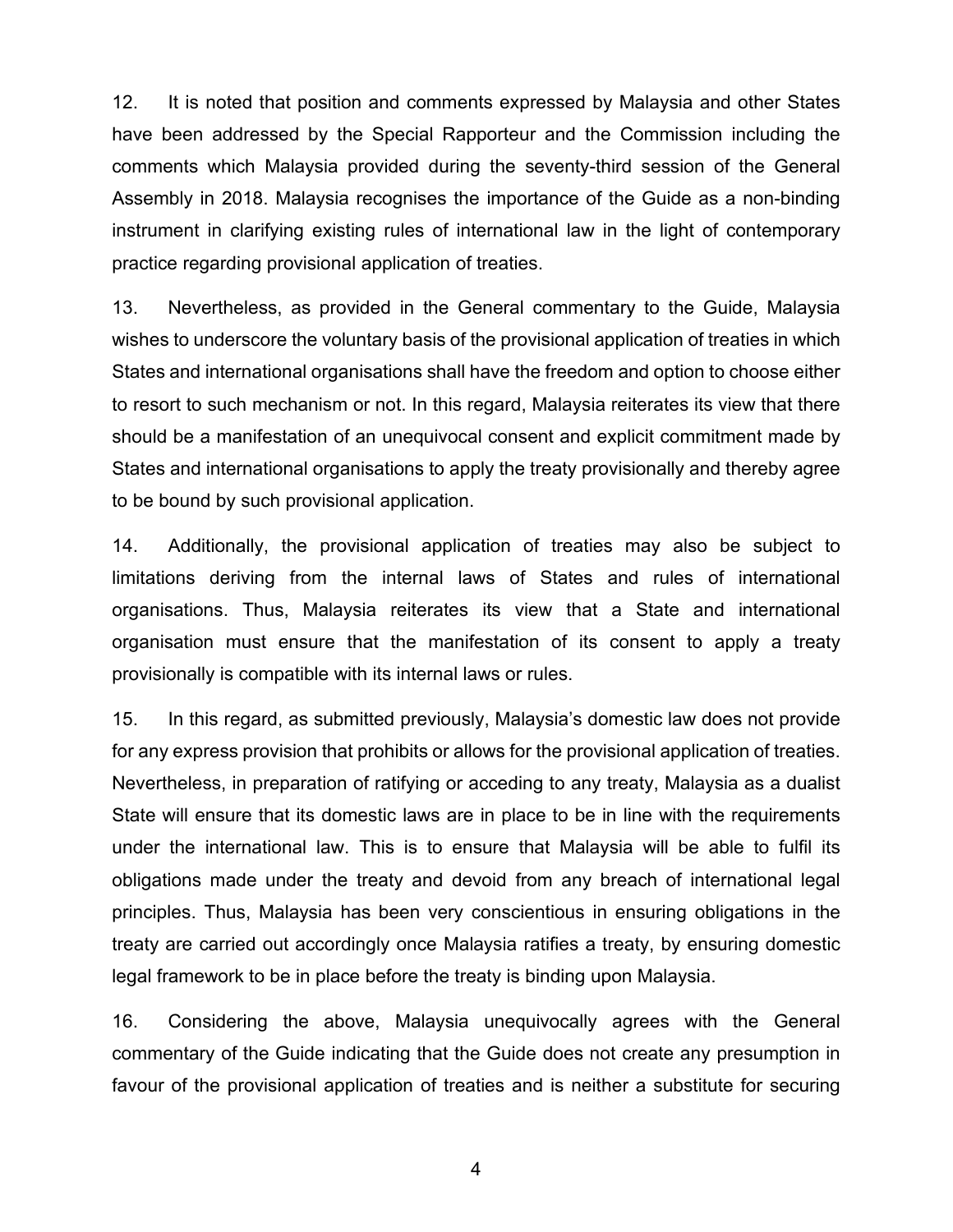12. It is noted that position and comments expressed by Malaysia and other States have been addressed by the Special Rapporteur and the Commission including the comments which Malaysia provided during the seventy-third session of the General Assembly in 2018. Malaysia recognises the importance of the Guide as a non-binding instrument in clarifying existing rules of international law in the light of contemporary practice regarding provisional application of treaties.

13. Nevertheless, as provided in the General commentary to the Guide, Malaysia wishes to underscore the voluntary basis of the provisional application of treaties in which States and international organisations shall have the freedom and option to choose either to resort to such mechanism or not. In this regard, Malaysia reiterates its view that there should be a manifestation of an unequivocal consent and explicit commitment made by States and international organisations to apply the treaty provisionally and thereby agree to be bound by such provisional application.

14. Additionally, the provisional application of treaties may also be subject to limitations deriving from the internal laws of States and rules of international organisations. Thus, Malaysia reiterates its view that a State and international organisation must ensure that the manifestation of its consent to apply a treaty provisionally is compatible with its internal laws or rules.

15. In this regard, as submitted previously, Malaysia's domestic law does not provide for any express provision that prohibits or allows for the provisional application of treaties. Nevertheless, in preparation of ratifying or acceding to any treaty, Malaysia as a dualist State will ensure that its domestic laws are in place to be in line with the requirements under the international law. This is to ensure that Malaysia will be able to fulfil its obligations made under the treaty and devoid from any breach of international legal principles. Thus, Malaysia has been very conscientious in ensuring obligations in the treaty are carried out accordingly once Malaysia ratifies a treaty, by ensuring domestic legal framework to be in place before the treaty is binding upon Malaysia.

16. Considering the above, Malaysia unequivocally agrees with the General commentary of the Guide indicating that the Guide does not create any presumption in favour of the provisional application of treaties and is neither a substitute for securing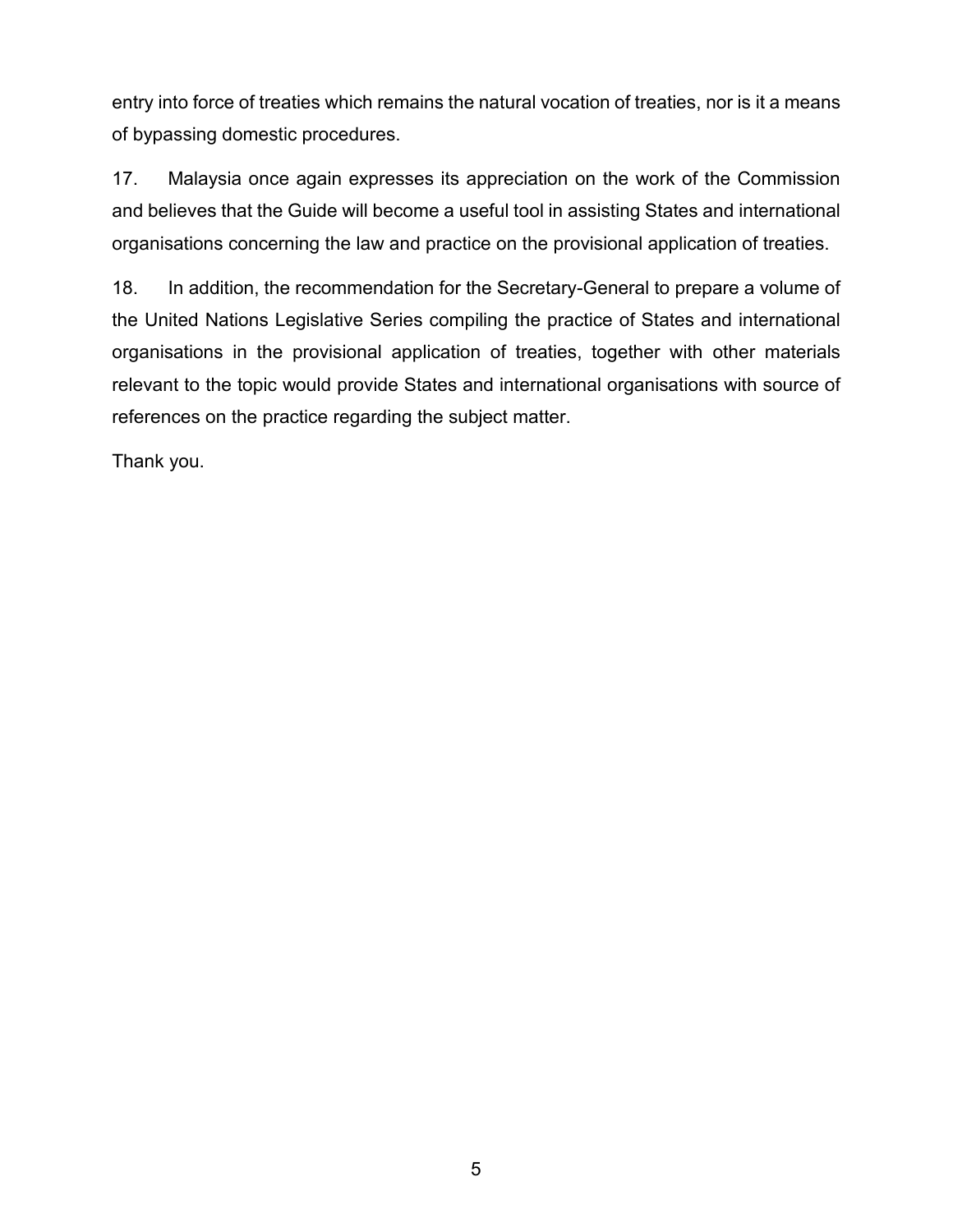entry into force of treaties which remains the natural vocation of treaties, nor is it a means of bypassing domestic procedures.

17. Malaysia once again expresses its appreciation on the work of the Commission and believes that the Guide will become a useful tool in assisting States and international organisations concerning the law and practice on the provisional application of treaties.

18. In addition, the recommendation for the Secretary-General to prepare a volume of the United Nations Legislative Series compiling the practice of States and international organisations in the provisional application of treaties, together with other materials relevant to the topic would provide States and international organisations with source of references on the practice regarding the subject matter.

Thank you.